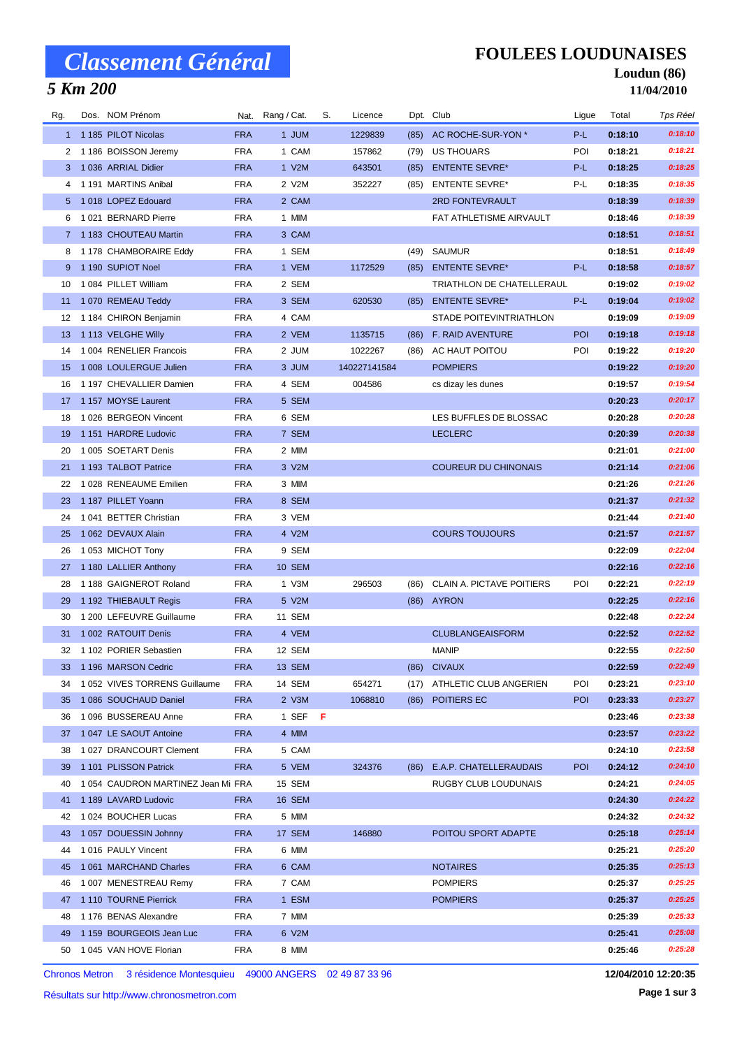# Classement Général

## 5 Km 200

## FOULEES LOUDUNAISES

**Loudun (86)**

**11/04/2010**

| Rg. | Dos. | NOM Prénom | Nat. | Rang / Cat. | S. | Licence | Dpt. | Club | Ligue | Total | Tps Réel |
|---|---|---|---|---|---|---|---|---|---|---|---|
| 1 | 1 185 | PILOT Nicolas | FRA | 1 JUM | | 1229839 | (85) | AC ROCHE-SUR-YON * | P-L | 0:18:10 | 0:18:10 |
| 2 | 1 186 | BOISSON Jeremy | FRA | 1 CAM | | 157862 | (79) | US THOUARS | POI | 0:18:21 | 0:18:21 |
| 3 | 1 036 | ARRIAL Didier | FRA | 1 V2M | | 643501 | (85) | ENTENTE SEVRE* | P-L | 0:18:25 | 0:18:25 |
| 4 | 1 191 | MARTINS Anibal | FRA | 2 V2M | | 352227 | (85) | ENTENTE SEVRE* | P-L | 0:18:35 | 0:18:35 |
| 5 | 1 018 | LOPEZ Edouard | FRA | 2 CAM | | | | 2RD FONTEVRAULT | | 0:18:39 | 0:18:39 |
| 6 | 1 021 | BERNARD Pierre | FRA | 1 MIM | | | | FAT ATHLETISME AIRVAULT | | 0:18:46 | 0:18:39 |
| 7 | 1 183 | CHOUTEAU Martin | FRA | 3 CAM | | | | | | 0:18:51 | 0:18:51 |
| 8 | 1 178 | CHAMBORAIRE Eddy | FRA | 1 SEM | | | (49) | SAUMUR | | 0:18:51 | 0:18:49 |
| 9 | 1 190 | SUPIOT Noel | FRA | 1 VEM | | 1172529 | (85) | ENTENTE SEVRE* | P-L | 0:18:58 | 0:18:57 |
| 10 | 1 084 | PILLET William | FRA | 2 SEM | | | | TRIATHLON DE CHATELLERAUL | | 0:19:02 | 0:19:02 |
| 11 | 1 070 | REMEAU Teddy | FRA | 3 SEM | | 620530 | (85) | ENTENTE SEVRE* | P-L | 0:19:04 | 0:19:02 |
| 12 | 1 184 | CHIRON Benjamin | FRA | 4 CAM | | | | STADE POITEVINTRIATHLON | | 0:19:09 | 0:19:09 |
| 13 | 1 113 | VELGHE Willy | FRA | 2 VEM | | 1135715 | (86) | F. RAID AVENTURE | POI | 0:19:18 | 0:19:18 |
| 14 | 1 004 | RENELIER Francois | FRA | 2 JUM | | 1022267 | (86) | AC HAUT POITOU | POI | 0:19:22 | 0:19:20 |
| 15 | 1 008 | LOULERGUE Julien | FRA | 3 JUM | | 140227141584 | | POMPIERS | | 0:19:22 | 0:19:20 |
| 16 | 1 197 | CHEVALLIER Damien | FRA | 4 SEM | | 004586 | | cs dizay les dunes | | 0:19:57 | 0:19:54 |
| 17 | 1 157 | MOYSE Laurent | FRA | 5 SEM | | | | | | 0:20:23 | 0:20:17 |
| 18 | 1 026 | BERGEON Vincent | FRA | 6 SEM | | | | LES BUFFLES DE BLOSSAC | | 0:20:28 | 0:20:28 |
| 19 | 1 151 | HARDRE Ludovic | FRA | 7 SEM | | | | LECLERC | | 0:20:39 | 0:20:38 |
| 20 | 1 005 | SOETART Denis | FRA | 2 MIM | | | | | | 0:21:01 | 0:21:00 |
| 21 | 1 193 | TALBOT Patrice | FRA | 3 V2M | | | | COUREUR DU CHINONAIS | | 0:21:14 | 0:21:06 |
| 22 | 1 028 | RENEAUME Emilien | FRA | 3 MIM | | | | | | 0:21:26 | 0:21:26 |
| 23 | 1 187 | PILLET Yoann | FRA | 8 SEM | | | | | | 0:21:37 | 0:21:32 |
| 24 | 1 041 | BETTER Christian | FRA | 3 VEM | | | | | | 0:21:44 | 0:21:40 |
| 25 | 1 062 | DEVAUX Alain | FRA | 4 V2M | | | | COURS TOUJOURS | | 0:21:57 | 0:21:57 |
| 26 | 1 053 | MICHOT Tony | FRA | 9 SEM | | | | | | 0:22:09 | 0:22:04 |
| 27 | 1 180 | LALLIER Anthony | FRA | 10 SEM | | | | | | 0:22:16 | 0:22:16 |
| 28 | 1 188 | GAIGNEROT Roland | FRA | 1 V3M | | 296503 | (86) | CLAIN A. PICTAVE POITIERS | POI | 0:22:21 | 0:22:19 |
| 29 | 1 192 | THIEBAULT Regis | FRA | 5 V2M | | | (86) | AYRON | | 0:22:25 | 0:22:16 |
| 30 | 1 200 | LEFEUVRE Guillaume | FRA | 11 SEM | | | | | | 0:22:48 | 0:22:24 |
| 31 | 1 002 | RATOUIT Denis | FRA | 4 VEM | | | | CLUBLANGEAISFORM | | 0:22:52 | 0:22:52 |
| 32 | 1 102 | PORIER Sebastien | FRA | 12 SEM | | | | MANIP | | 0:22:55 | 0:22:50 |
| 33 | 1 196 | MARSON Cedric | FRA | 13 SEM | | | (86) | CIVAUX | | 0:22:59 | 0:22:49 |
| 34 | 1 052 | VIVES TORRENS Guillaume | FRA | 14 SEM | | 654271 | (17) | ATHLETIC CLUB ANGERIEN | POI | 0:23:21 | 0:23:10 |
| 35 | 1 086 | SOUCHAUD Daniel | FRA | 2 V3M | | 1068810 | (86) | POITIERS EC | POI | 0:23:33 | 0:23:27 |
| 36 | 1 096 | BUSSEREAU Anne | FRA | 1 SEF | F | | | | | 0:23:46 | 0:23:38 |
| 37 | 1 047 | LE SAOUT Antoine | FRA | 4 MIM | | | | | | 0:23:57 | 0:23:22 |
| 38 | 1 027 | DRANCOURT Clement | FRA | 5 CAM | | | | | | 0:24:10 | 0:23:58 |
| 39 | 1 101 | PLISSON Patrick | FRA | 5 VEM | | 324376 | (86) | E.A.P. CHATELLERAUDAIS | POI | 0:24:12 | 0:24:10 |
| 40 | 1 054 | CAUDRON MARTINEZ Jean Mi | FRA | 15 SEM | | | | RUGBY CLUB LOUDUNAIS | | 0:24:21 | 0:24:05 |
| 41 | 1 189 | LAVARD Ludovic | FRA | 16 SEM | | | | | | 0:24:30 | 0:24:22 |
| 42 | 1 024 | BOUCHER Lucas | FRA | 5 MIM | | | | | | 0:24:32 | 0:24:32 |
| 43 | 1 057 | DOUESSIN Johnny | FRA | 17 SEM | | 146880 | | POITOU SPORT ADAPTE | | 0:25:18 | 0:25:14 |
| 44 | 1 016 | PAULY Vincent | FRA | 6 MIM | | | | | | 0:25:21 | 0:25:20 |
| 45 | 1 061 | MARCHAND Charles | FRA | 6 CAM | | | | NOTAIRES | | 0:25:35 | 0:25:13 |
| 46 | 1 007 | MENESTREAU Remy | FRA | 7 CAM | | | | POMPIERS | | 0:25:37 | 0:25:25 |
| 47 | 1 110 | TOURNE Pierrick | FRA | 1 ESM | | | | POMPIERS | | 0:25:37 | 0:25:25 |
| 48 | 1 176 | BENAS Alexandre | FRA | 7 MIM | | | | | | 0:25:39 | 0:25:33 |
| 49 | 1 159 | BOURGEOIS Jean Luc | FRA | 6 V2M | | | | | | 0:25:41 | 0:25:08 |
| 50 | 1 045 | VAN HOVE Florian | FRA | 8 MIM | | | | | | 0:25:46 | 0:25:28 |

Chronos Metron 3 résidence Montesquieu 49000 ANGERS 02 49 87 33 96

**12/04/2010 12:20:35**

Résultats sur http://www.chronosmetron.com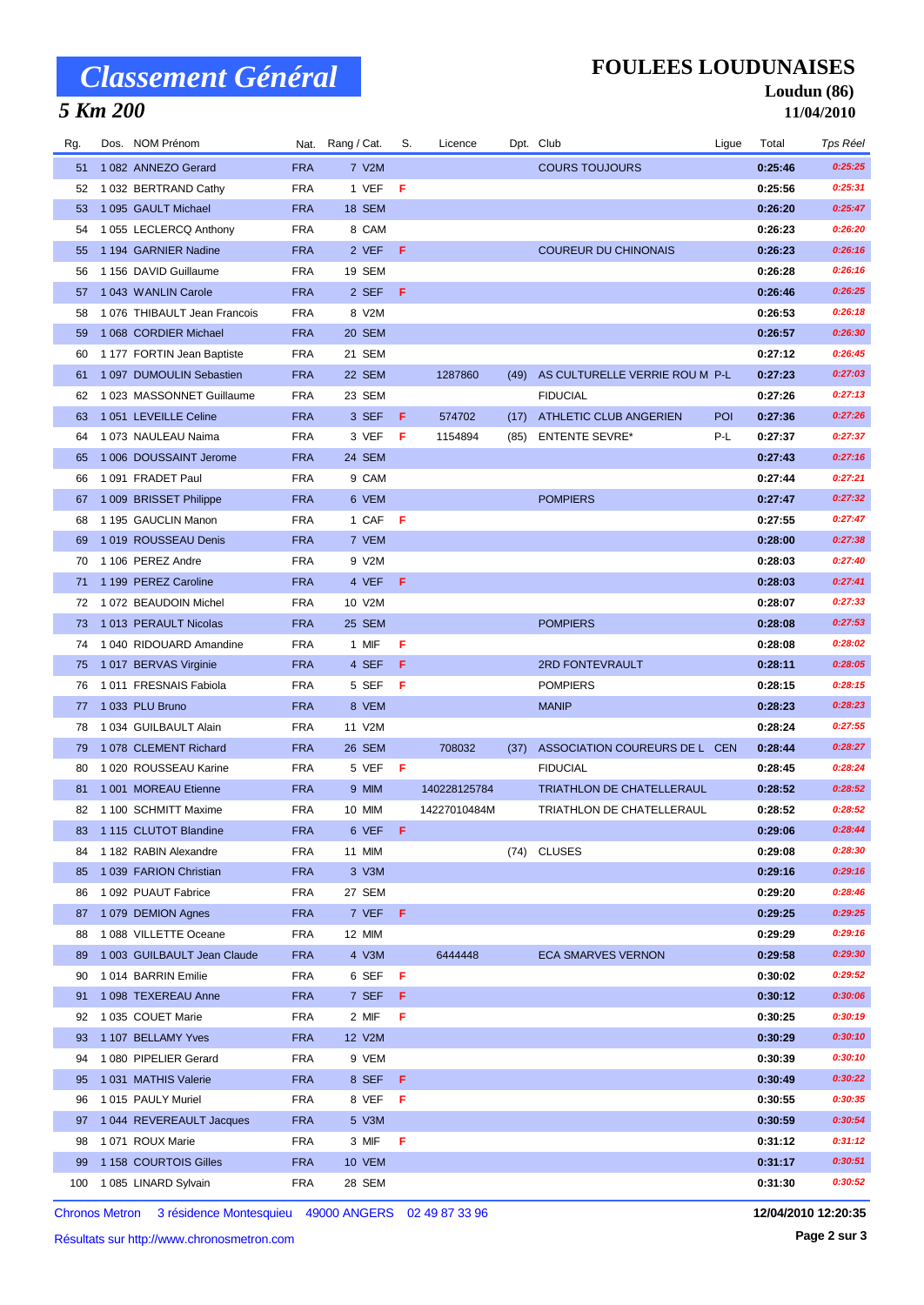# Classement Général

## 5 Km 200

## FOULEES LOUDUNAISES

**Loudun (86)**

**11/04/2010**

| Rg. | Dos. | NOM Prénom | Nat. | Rang / Cat. | S. | Licence | Dpt. | Club | Ligue | Total | Tps Réel |
|---|---|---|---|---|---|---|---|---|---|---|---|
| 51 | 1 082 | ANNEZO Gerard | FRA | 7 V2M | | | | COURS TOUJOURS | | 0:25:46 | 0:25:25 |
| 52 | 1 032 | BERTRAND Cathy | FRA | 1 VEF | F | | | | | 0:25:56 | 0:25:31 |
| 53 | 1 095 | GAULT Michael | FRA | 18 SEM | | | | | | 0:26:20 | 0:25:47 |
| 54 | 1 055 | LECLERCQ Anthony | FRA | 8 CAM | | | | | | 0:26:23 | 0:26:20 |
| 55 | 1 194 | GARNIER Nadine | FRA | 2 VEF | F | | | COUREUR DU CHINONAIS | | 0:26:23 | 0:26:16 |
| 56 | 1 156 | DAVID Guillaume | FRA | 19 SEM | | | | | | 0:26:28 | 0:26:16 |
| 57 | 1 043 | WANLIN Carole | FRA | 2 SEF | F | | | | | 0:26:46 | 0:26:25 |
| 58 | 1 076 | THIBAULT Jean Francois | FRA | 8 V2M | | | | | | 0:26:53 | 0:26:18 |
| 59 | 1 068 | CORDIER Michael | FRA | 20 SEM | | | | | | 0:26:57 | 0:26:30 |
| 60 | 1 177 | FORTIN Jean Baptiste | FRA | 21 SEM | | | | | | 0:27:12 | 0:26:45 |
| 61 | 1 097 | DUMOULIN Sebastien | FRA | 22 SEM | | 1287860 | (49) | AS CULTURELLE VERRIE ROU M | P-L | 0:27:23 | 0:27:03 |
| 62 | 1 023 | MASSONNET Guillaume | FRA | 23 SEM | | | | FIDUCIAL | | 0:27:26 | 0:27:13 |
| 63 | 1 051 | LEVEILLE Celine | FRA | 3 SEF | F | 574702 | (17) | ATHLETIC CLUB ANGERIEN | POI | 0:27:36 | 0:27:26 |
| 64 | 1 073 | NAULEAU Naima | FRA | 3 VEF | F | 1154894 | (85) | ENTENTE SEVRE* | P-L | 0:27:37 | 0:27:37 |
| 65 | 1 006 | DOUSSAINT Jerome | FRA | 24 SEM | | | | | | 0:27:43 | 0:27:16 |
| 66 | 1 091 | FRADET Paul | FRA | 9 CAM | | | | | | 0:27:44 | 0:27:21 |
| 67 | 1 009 | BRISSET Philippe | FRA | 6 VEM | | | | POMPIERS | | 0:27:47 | 0:27:32 |
| 68 | 1 195 | GAUCLIN Manon | FRA | 1 CAF | F | | | | | 0:27:55 | 0:27:47 |
| 69 | 1 019 | ROUSSEAU Denis | FRA | 7 VEM | | | | | | 0:28:00 | 0:27:38 |
| 70 | 1 106 | PEREZ Andre | FRA | 9 V2M | | | | | | 0:28:03 | 0:27:40 |
| 71 | 1 199 | PEREZ Caroline | FRA | 4 VEF | F | | | | | 0:28:03 | 0:27:41 |
| 72 | 1 072 | BEAUDOIN Michel | FRA | 10 V2M | | | | | | 0:28:07 | 0:27:33 |
| 73 | 1 013 | PERAULT Nicolas | FRA | 25 SEM | | | | POMPIERS | | 0:28:08 | 0:27:53 |
| 74 | 1 040 | RIDOUARD Amandine | FRA | 1 MIF | F | | | | | 0:28:08 | 0:28:02 |
| 75 | 1 017 | BERVAS Virginie | FRA | 4 SEF | F | | | 2RD FONTEVRAULT | | 0:28:11 | 0:28:05 |
| 76 | 1 011 | FRESNAIS Fabiola | FRA | 5 SEF | F | | | POMPIERS | | 0:28:15 | 0:28:15 |
| 77 | 1 033 | PLU Bruno | FRA | 8 VEM | | | | MANIP | | 0:28:23 | 0:28:23 |
| 78 | 1 034 | GUILBAULT Alain | FRA | 11 V2M | | | | | | 0:28:24 | 0:27:55 |
| 79 | 1 078 | CLEMENT Richard | FRA | 26 SEM | | 708032 | (37) | ASSOCIATION COUREURS DE L | CEN | 0:28:44 | 0:28:27 |
| 80 | 1 020 | ROUSSEAU Karine | FRA | 5 VEF | F | | | FIDUCIAL | | 0:28:45 | 0:28:24 |
| 81 | 1 001 | MOREAU Etienne | FRA | 9 MIM | | 140228125784 | | TRIATHLON DE CHATELLERAUL | | 0:28:52 | 0:28:52 |
| 82 | 1 100 | SCHMITT Maxime | FRA | 10 MIM | | 14227010484M | | TRIATHLON DE CHATELLERAUL | | 0:28:52 | 0:28:52 |
| 83 | 1 115 | CLUTOT Blandine | FRA | 6 VEF | F | | | | | 0:29:06 | 0:28:44 |
| 84 | 1 182 | RABIN Alexandre | FRA | 11 MIM | | | (74) | CLUSES | | 0:29:08 | 0:28:30 |
| 85 | 1 039 | FARION Christian | FRA | 3 V3M | | | | | | 0:29:16 | 0:29:16 |
| 86 | 1 092 | PUAUT Fabrice | FRA | 27 SEM | | | | | | 0:29:20 | 0:28:46 |
| 87 | 1 079 | DEMION Agnes | FRA | 7 VEF | F | | | | | 0:29:25 | 0:29:25 |
| 88 | 1 088 | VILLETTE Oceane | FRA | 12 MIM | | | | | | 0:29:29 | 0:29:16 |
| 89 | 1 003 | GUILBAULT Jean Claude | FRA | 4 V3M | | 6444448 | | ECA SMARVES VERNON | | 0:29:58 | 0:29:30 |
| 90 | 1 014 | BARRIN Emilie | FRA | 6 SEF | F | | | | | 0:30:02 | 0:29:52 |
| 91 | 1 098 | TEXEREAU Anne | FRA | 7 SEF | F | | | | | 0:30:12 | 0:30:06 |
| 92 | 1 035 | COUET Marie | FRA | 2 MIF | F | | | | | 0:30:25 | 0:30:19 |
| 93 | 1 107 | BELLAMY Yves | FRA | 12 V2M | | | | | | 0:30:29 | 0:30:10 |
| 94 | 1 080 | PIPELIER Gerard | FRA | 9 VEM | | | | | | 0:30:39 | 0:30:10 |
| 95 | 1 031 | MATHIS Valerie | FRA | 8 SEF | F | | | | | 0:30:49 | 0:30:22 |
| 96 | 1 015 | PAULY Muriel | FRA | 8 VEF | F | | | | | 0:30:55 | 0:30:35 |
| 97 | 1 044 | REVEREAULT Jacques | FRA | 5 V3M | | | | | | 0:30:59 | 0:30:54 |
| 98 | 1 071 | ROUX Marie | FRA | 3 MIF | F | | | | | 0:31:12 | 0:31:12 |
| 99 | 1 158 | COURTOIS Gilles | FRA | 10 VEM | | | | | | 0:31:17 | 0:30:51 |
| 100 | 1 085 | LINARD Sylvain | FRA | 28 SEM | | | | | | 0:31:30 | 0:30:52 |

Chronos Metron 3 résidence Montesquieu 49000 ANGERS 02 49 87 33 96

Résultats sur http://www.chronosmetron.com

**12/04/2010 12:20:35**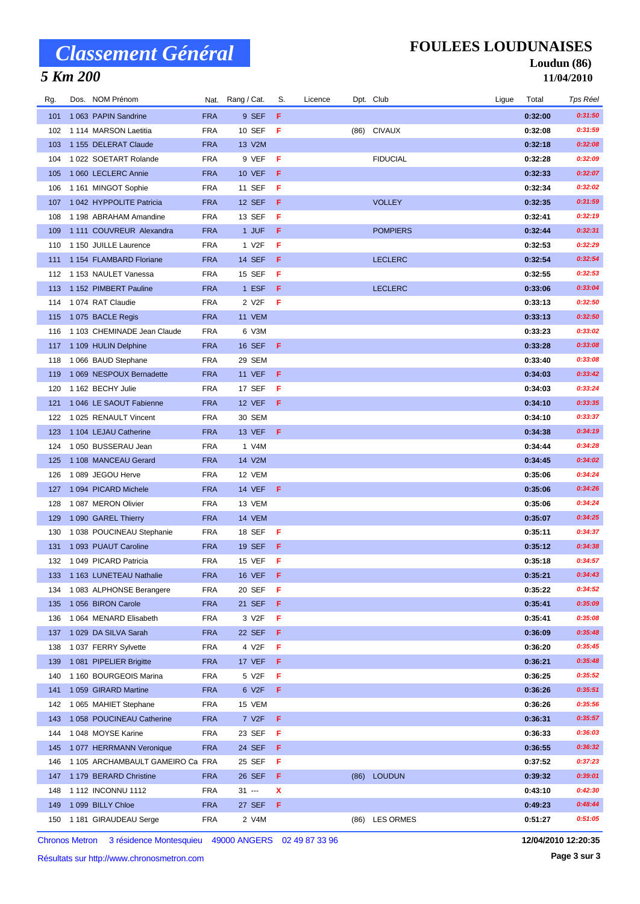# Classement Général

## 5 Km 200

## FOULEES LOUDUNAISES

**Loudun (86)**

**11/04/2010**

| Rg. | Dos. | NOM Prénom | Nat. | Rang / Cat. | S. | Licence | Dpt. | Club | Ligue | Total | Tps Réel |
|---|---|---|---|---|---|---|---|---|---|---|---|
| 101 | 1 063 | PAPIN Sandrine | FRA | 9 SEF | F | | | | | 0:32:00 | 0:31:50 |
| 102 | 1 114 | MARSON Laetitia | FRA | 10 SEF | F | | (86) | CIVAUX | | 0:32:08 | 0:31:59 |
| 103 | 1 155 | DELERAT Claude | FRA | 13 V2M | | | | | | 0:32:18 | 0:32:08 |
| 104 | 1 022 | SOETART Rolande | FRA | 9 VEF | F | | | FIDUCIAL | | 0:32:28 | 0:32:09 |
| 105 | 1 060 | LECLERC Annie | FRA | 10 VEF | F | | | | | 0:32:33 | 0:32:07 |
| 106 | 1 161 | MINGOT Sophie | FRA | 11 SEF | F | | | | | 0:32:34 | 0:32:02 |
| 107 | 1 042 | HYPPOLITE Patricia | FRA | 12 SEF | F | | | VOLLEY | | 0:32:35 | 0:31:59 |
| 108 | 1 198 | ABRAHAM Amandine | FRA | 13 SEF | F | | | | | 0:32:41 | 0:32:19 |
| 109 | 1 111 | COUVREUR Alexandra | FRA | 1 JUF | F | | | POMPIERS | | 0:32:44 | 0:32:31 |
| 110 | 1 150 | JUILLE Laurence | FRA | 1 V2F | F | | | | | 0:32:53 | 0:32:29 |
| 111 | 1 154 | FLAMBARD Floriane | FRA | 14 SEF | F | | | LECLERC | | 0:32:54 | 0:32:54 |
| 112 | 1 153 | NAULET Vanessa | FRA | 15 SEF | F | | | | | 0:32:55 | 0:32:53 |
| 113 | 1 152 | PIMBERT Pauline | FRA | 1 ESF | F | | | LECLERC | | 0:33:06 | 0:33:04 |
| 114 | 1 074 | RAT Claudie | FRA | 2 V2F | F | | | | | 0:33:13 | 0:32:50 |
| 115 | 1 075 | BACLE Regis | FRA | 11 VEM | | | | | | 0:33:13 | 0:32:50 |
| 116 | 1 103 | CHEMINADE Jean Claude | FRA | 6 V3M | | | | | | 0:33:23 | 0:33:02 |
| 117 | 1 109 | HULIN Delphine | FRA | 16 SEF | F | | | | | 0:33:28 | 0:33:08 |
| 118 | 1 066 | BAUD Stephane | FRA | 29 SEM | | | | | | 0:33:40 | 0:33:08 |
| 119 | 1 069 | NESPOUX Bernadette | FRA | 11 VEF | F | | | | | 0:34:03 | 0:33:42 |
| 120 | 1 162 | BECHY Julie | FRA | 17 SEF | F | | | | | 0:34:03 | 0:33:24 |
| 121 | 1 046 | LE SAOUT Fabienne | FRA | 12 VEF | F | | | | | 0:34:10 | 0:33:35 |
| 122 | 1 025 | RENAULT Vincent | FRA | 30 SEM | | | | | | 0:34:10 | 0:33:37 |
| 123 | 1 104 | LEJAU Catherine | FRA | 13 VEF | F | | | | | 0:34:38 | 0:34:19 |
| 124 | 1 050 | BUSSERAU Jean | FRA | 1 V4M | | | | | | 0:34:44 | 0:34:28 |
| 125 | 1 108 | MANCEAU Gerard | FRA | 14 V2M | | | | | | 0:34:45 | 0:34:02 |
| 126 | 1 089 | JEGOU Herve | FRA | 12 VEM | | | | | | 0:35:06 | 0:34:24 |
| 127 | 1 094 | PICARD Michele | FRA | 14 VEF | F | | | | | 0:35:06 | 0:34:26 |
| 128 | 1 087 | MERON Olivier | FRA | 13 VEM | | | | | | 0:35:06 | 0:34:24 |
| 129 | 1 090 | GAREL Thierry | FRA | 14 VEM | | | | | | 0:35:07 | 0:34:25 |
| 130 | 1 038 | POUCINEAU Stephanie | FRA | 18 SEF | F | | | | | 0:35:11 | 0:34:37 |
| 131 | 1 093 | PUAUT Caroline | FRA | 19 SEF | F | | | | | 0:35:12 | 0:34:38 |
| 132 | 1 049 | PICARD Patricia | FRA | 15 VEF | F | | | | | 0:35:18 | 0:34:57 |
| 133 | 1 163 | LUNETEAU Nathalie | FRA | 16 VEF | F | | | | | 0:35:21 | 0:34:43 |
| 134 | 1 083 | ALPHONSE Berangere | FRA | 20 SEF | F | | | | | 0:35:22 | 0:34:52 |
| 135 | 1 056 | BIRON Carole | FRA | 21 SEF | F | | | | | 0:35:41 | 0:35:09 |
| 136 | 1 064 | MENARD Elisabeth | FRA | 3 V2F | F | | | | | 0:35:41 | 0:35:08 |
| 137 | 1 029 | DA SILVA Sarah | FRA | 22 SEF | F | | | | | 0:36:09 | 0:35:48 |
| 138 | 1 037 | FERRY Sylvette | FRA | 4 V2F | F | | | | | 0:36:20 | 0:35:45 |
| 139 | 1 081 | PIPELIER Brigitte | FRA | 17 VEF | F | | | | | 0:36:21 | 0:35:48 |
| 140 | 1 160 | BOURGEOIS Marina | FRA | 5 V2F | F | | | | | 0:36:25 | 0:35:52 |
| 141 | 1 059 | GIRARD Martine | FRA | 6 V2F | F | | | | | 0:36:26 | 0:35:51 |
| 142 | 1 065 | MAHIET Stephane | FRA | 15 VEM | | | | | | 0:36:26 | 0:35:56 |
| 143 | 1 058 | POUCINEAU Catherine | FRA | 7 V2F | F | | | | | 0:36:31 | 0:35:57 |
| 144 | 1 048 | MOYSE Karine | FRA | 23 SEF | F | | | | | 0:36:33 | 0:36:03 |
| 145 | 1 077 | HERRMANN Veronique | FRA | 24 SEF | F | | | | | 0:36:55 | 0:36:32 |
| 146 | 1 105 | ARCHAMBAULT GAMEIRO Ca | FRA | 25 SEF | F | | | | | 0:37:52 | 0:37:23 |
| 147 | 1 179 | BERARD Christine | FRA | 26 SEF | F | | (86) | LOUDUN | | 0:39:32 | 0:39:01 |
| 148 | 1 112 | INCONNU 1112 | FRA | 31 --- | X | | | | | 0:43:10 | 0:42:30 |
| 149 | 1 099 | BILLY Chloe | FRA | 27 SEF | F | | | | | 0:49:23 | 0:48:44 |
| 150 | 1 181 | GIRAUDEAU Serge | FRA | 2 V4M | | | (86) | LES ORMES | | 0:51:27 | 0:51:05 |

Chronos Metron 3 résidence Montesquieu 49000 ANGERS 02 49 87 33 96

**12/04/2010 12:20:35**

Résultats sur http://www.chronosmetron.com